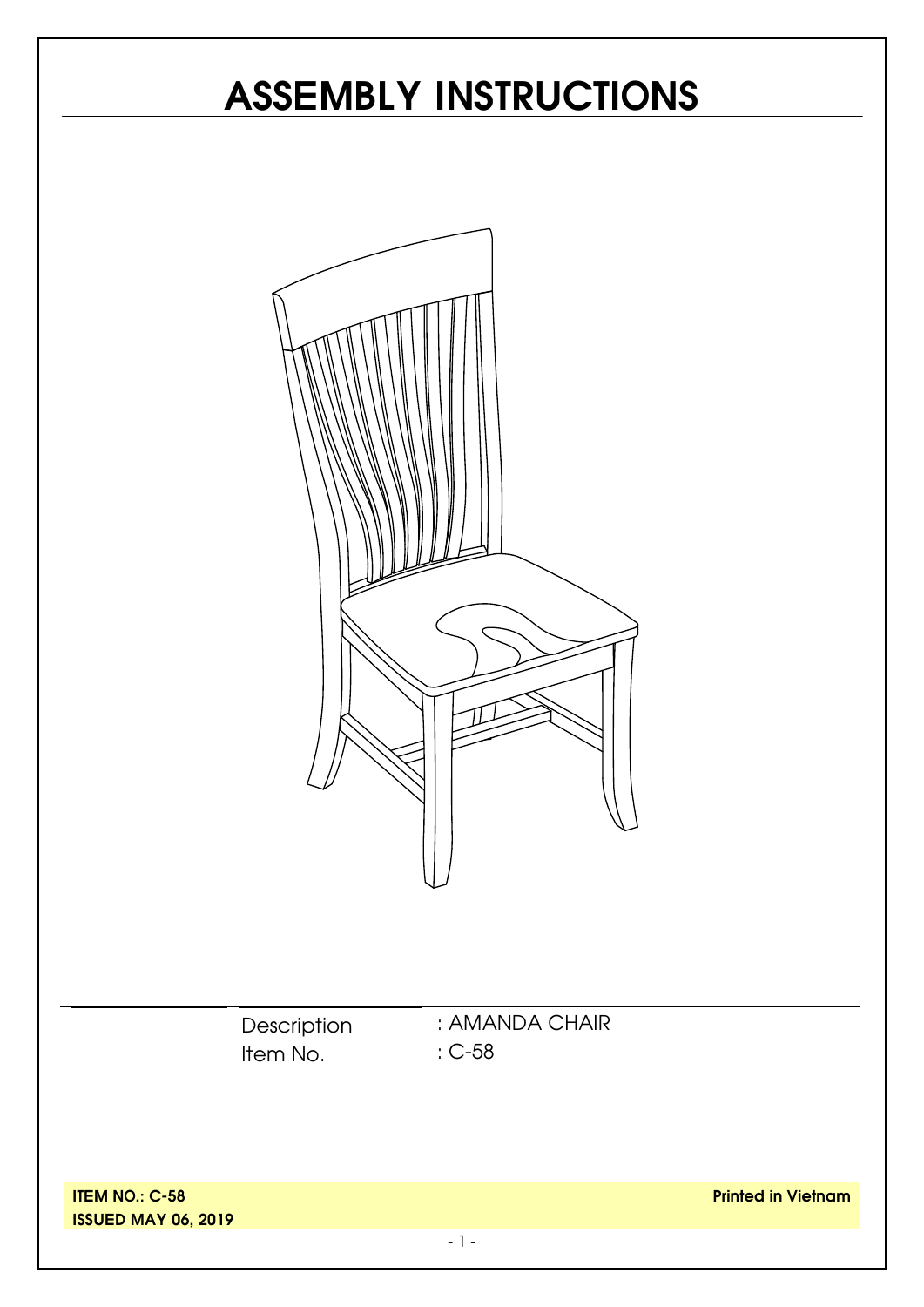# ASSEMBLY INSTRUCTIONS

| Description | : AMANDA CHAIR |
|---|---|
| Item No. | : C-58 |

**ITEM NO.: C-58**
**ISSUED MAY 06, 2019**

**Printed in Vietnam**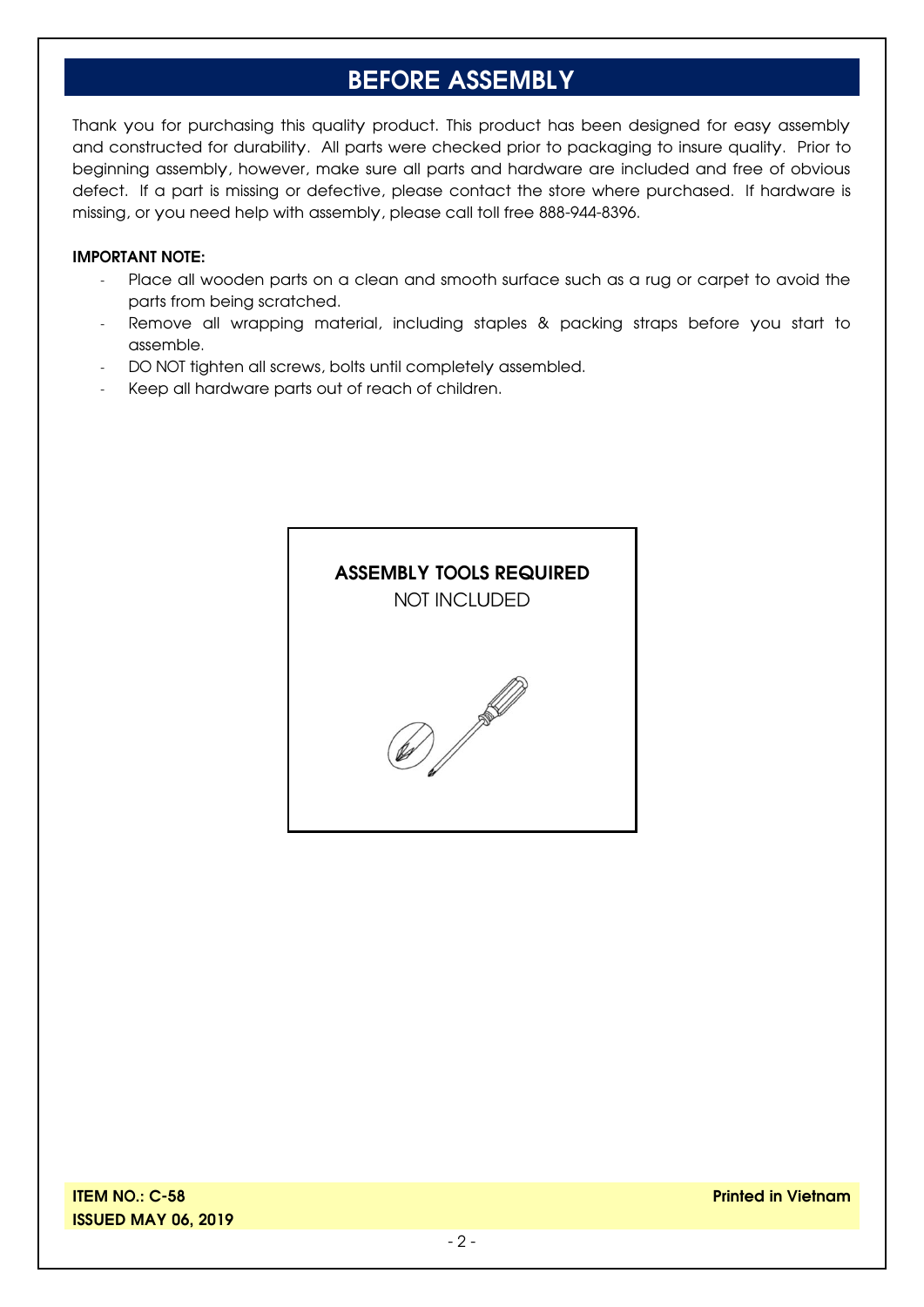# BEFORE ASSEMBLY

Thank you for purchasing this quality product. This product has been designed for easy assembly and constructed for durability. All parts were checked prior to packaging to insure quality. Prior to beginning assembly, however, make sure all parts and hardware are included and free of obvious defect. If a part is missing or defective, please contact the store where purchased. If hardware is missing, or you need help with assembly, please call toll free 888-944-8396.

**IMPORTANT NOTE:**

- Place all wooden parts on a clean and smooth surface such as a rug or carpet to avoid the parts from being scratched.
- Remove all wrapping material, including staples & packing straps before you start to assemble.
- DO NOT tighten all screws, bolts until completely assembled.
- Keep all hardware parts out of reach of children.

**ASSEMBLY TOOLS REQUIRED**

NOT INCLUDED

**ITEM NO.: C-58**
**ISSUED MAY 06, 2019**

**Printed in Vietnam**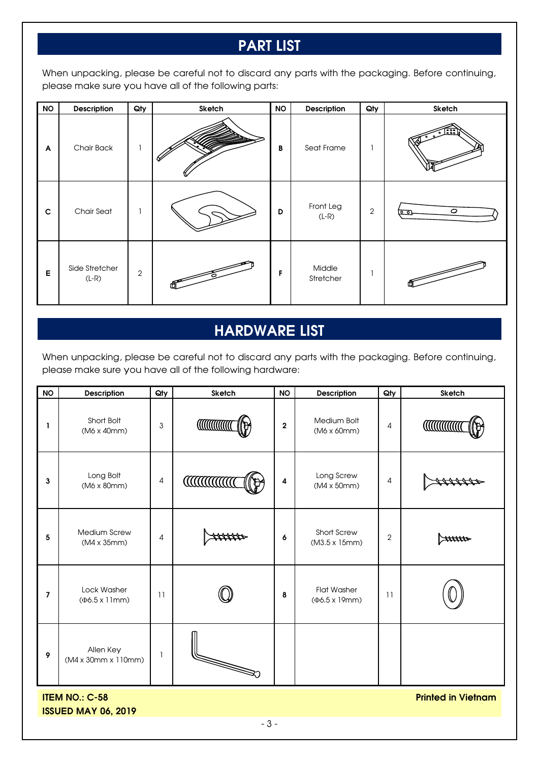# PART LIST

When unpacking, please be careful not to discard any parts with the packaging. Before continuing, please make sure you have all of the following parts:

| NO | Description | Qty | Sketch | NO | Description | Qty | Sketch |
|---|---|---|---|---|---|---|---|
| A | Chair Back | 1 | | B | Seat Frame | 1 | |
| C | Chair Seat | 1 | | D | Front Leg (L-R) | 2 | |
| E | Side Stretcher (L-R) | 2 | | F | Middle Stretcher | 1 | |

# HARDWARE LIST

When unpacking, please be careful not to discard any parts with the packaging. Before continuing, please make sure you have all of the following hardware:

| NO | Description | Qty | Sketch | NO | Description | Qty | Sketch |
|---|---|---|---|---|---|---|---|
| 1 | Short Bolt (M6 x 40mm) | 3 | | 2 | Medium Bolt (M6 x 60mm) | 4 | |
| 3 | Long Bolt (M6 x 80mm) | 4 | | 4 | Long Screw (M4 x 50mm) | 4 | |
| 5 | Medium Screw (M4 x 35mm) | 4 | | 6 | Short Screw (M3.5 x 15mm) | 2 | |
| 7 | Lock Washer (Φ6.5 x 11mm) | 11 | | 8 | Flat Washer (Φ6.5 x 19mm) | 11 | |
| 9 | Allen Key (M4 x 30mm x 110mm) | 1 | | | | | |

**ITEM NO.: C-58**
**ISSUED MAY 06, 2019**

**Printed in Vietnam**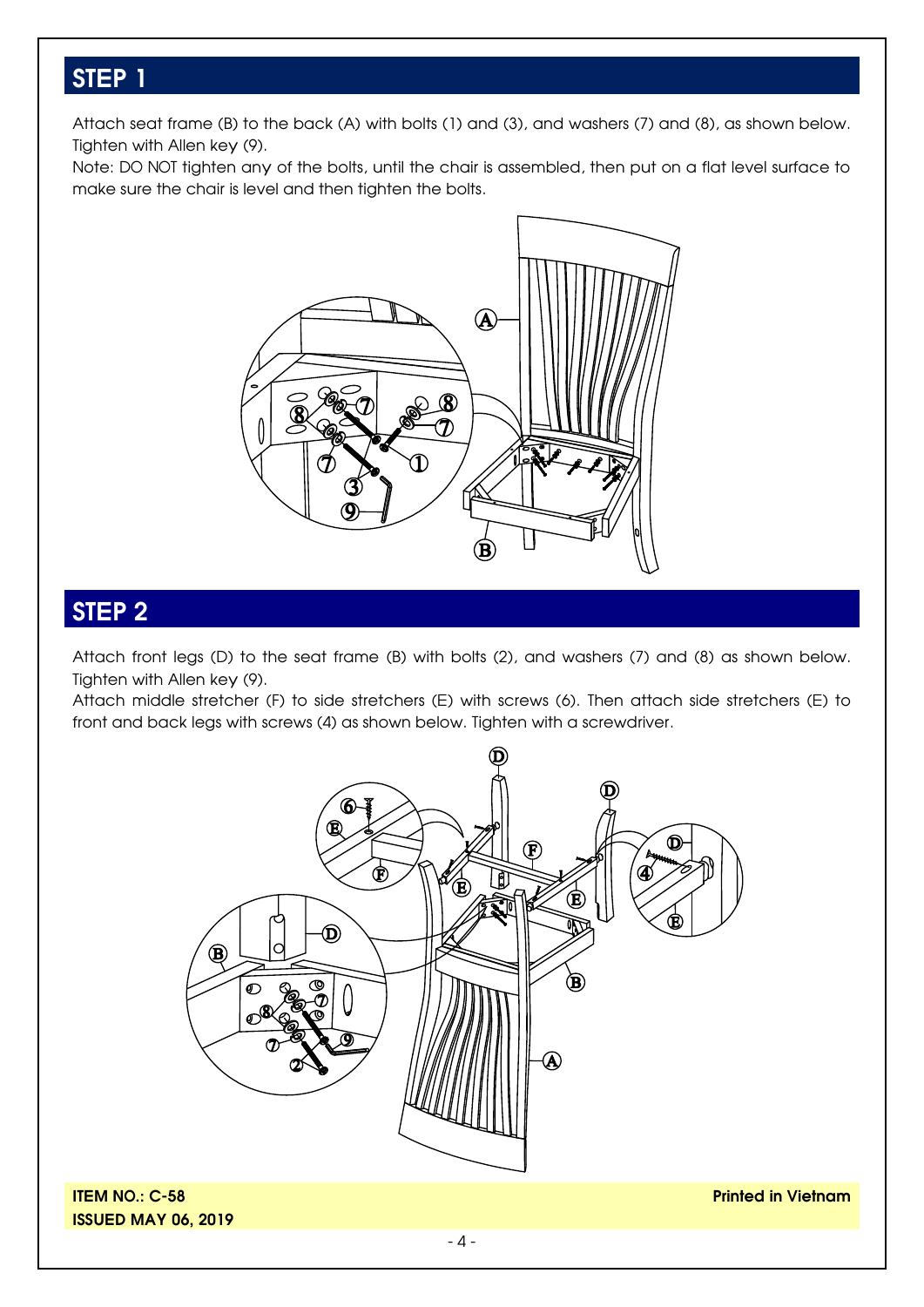## STEP 1

Attach seat frame (B) to the back (A) with bolts (1) and (3), and washers (7) and (8), as shown below. Tighten with Allen key (9).
Note: DO NOT tighten any of the bolts, until the chair is assembled, then put on a flat level surface to make sure the chair is level and then tighten the bolts.

## STEP 2

Attach front legs (D) to the seat frame (B) with bolts (2), and washers (7) and (8) as shown below. Tighten with Allen key (9).
Attach middle stretcher (F) to side stretchers (E) with screws (6). Then attach side stretchers (E) to front and back legs with screws (4) as shown below. Tighten with a screwdriver.

**ITEM NO.: C-58**
**ISSUED MAY 06, 2019**

**Printed in Vietnam**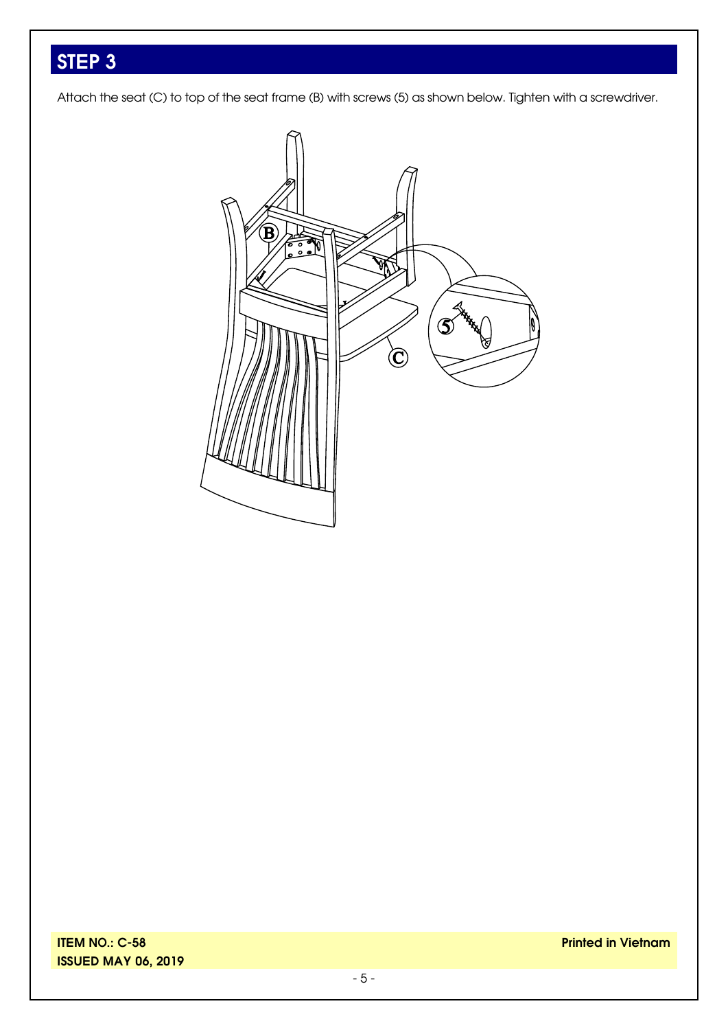## STEP 3

Attach the seat (C) to top of the seat frame (B) with screws (5) as shown below. Tighten with a screwdriver.

**ITEM NO.: C-58**
**ISSUED MAY 06, 2019**

**Printed in Vietnam**